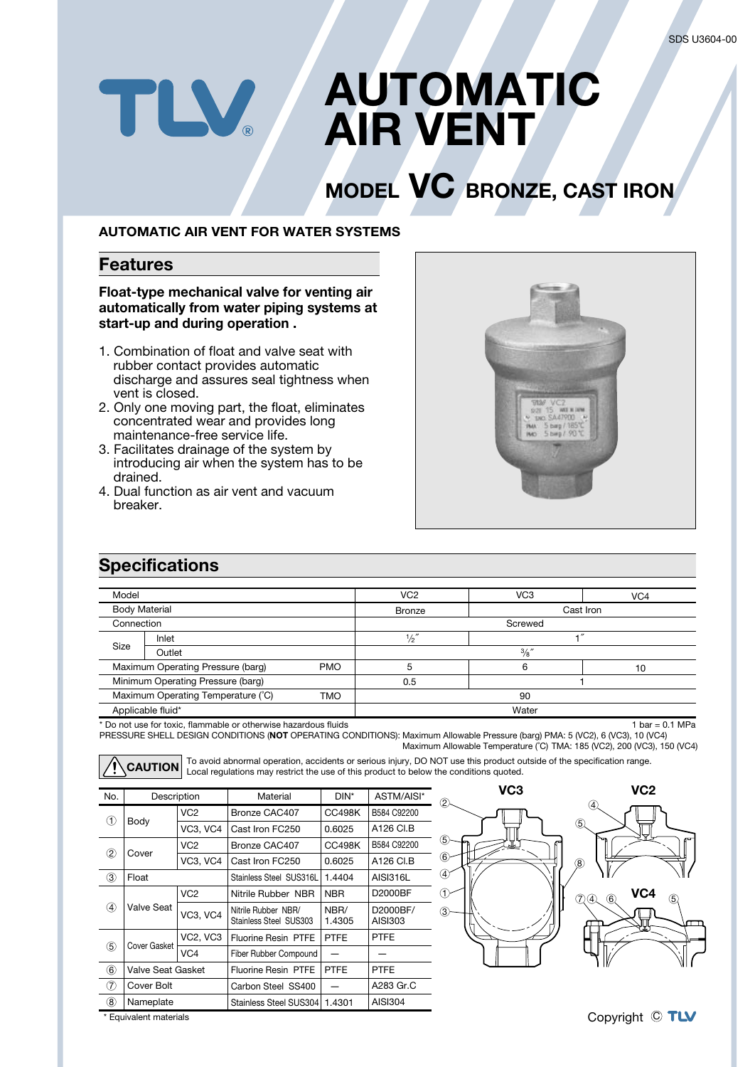# AUTOMATIC AIR VENT

## MODEL VC BRONZE, CAST IRON

**AUTOMATIC AIR VENT FOR WATER SYSTEMS**

## Features

**Float-type mechanical valve for venting air automatically from water piping systems at start-up and during operation .**

1. Combination of float and valve seat with rubber contact provides automatic discharge and assures seal tightness when vent is closed.
2. Only one moving part, the float, eliminates concentrated wear and provides long maintenance-free service life.
3. Facilitates drainage of the system by introducing air when the system has to be drained.
4. Dual function as air vent and vacuum breaker.

## Specifications

| Model | | | VC2 | VC3 | VC4 |
|---|---|---|---|---|---|
| Body Material | | | Bronze | Cast Iron | |
| Connection | | | Screwed | | |
| Size | Inlet | | ½″ | 1″ | |
| | Outlet | | ⅜″ | | |
| Maximum Operating Pressure (barg) | | PMO | 5 | 6 | 10 |
| Minimum Operating Pressure (barg) | | | 0.5 | 1 | |
| Maximum Operating Temperature (°C) | | TMO | 90 | | |
| Applicable fluid* | | | Water | | |

* Do not use for toxic, flammable or otherwise hazardous fluids

1 bar = 0.1 MPa

PRESSURE SHELL DESIGN CONDITIONS (**NOT** OPERATING CONDITIONS): Maximum Allowable Pressure (barg) PMA: 5 (VC2), 6 (VC3), 10 (VC4)
Maximum Allowable Temperature (°C) TMA: 185 (VC2), 200 (VC3), 150 (VC4)

**CAUTION** To avoid abnormal operation, accidents or serious injury, DO NOT use this product outside of the specification range. Local regulations may restrict the use of this product to below the conditions quoted.

| No. | Description | | Material | DIN* | ASTM/AISI* |
|---|---|---|---|---|---|
| ① | Body | VC2 | Bronze CAC407 | CC498K | B584 C92200 |
| | | VC3, VC4 | Cast Iron FC250 | 0.6025 | A126 Cl.B |
| ② | Cover | VC2 | Bronze CAC407 | CC498K | B584 C92200 |
| | | VC3, VC4 | Cast Iron FC250 | 0.6025 | A126 Cl.B |
| ③ | Float | | Stainless Steel SUS316L | 1.4404 | AISI316L |
| ④ | Valve Seat | VC2 | Nitrile Rubber NBR | NBR | D2000BF |
| | | VC3, VC4 | Nitrile Rubber NBR/ Stainless Steel SUS303 | NBR/ 1.4305 | D2000BF/ AISI303 |
| ⑤ | Cover Gasket | VC2, VC3 | Fluorine Resin PTFE | PTFE | PTFE |
| | | VC4 | Fiber Rubber Compound | — | — |
| ⑥ | Valve Seat Gasket | | Fluorine Resin PTFE | PTFE | PTFE |
| ⑦ | Cover Bolt | | Carbon Steel SS400 | — | A283 Gr.C |
| ⑧ | Nameplate | | Stainless Steel SUS304 | 1.4301 | AISI304 |

* Equivalent materials

VC3 VC2 VC4

Copyright © TLV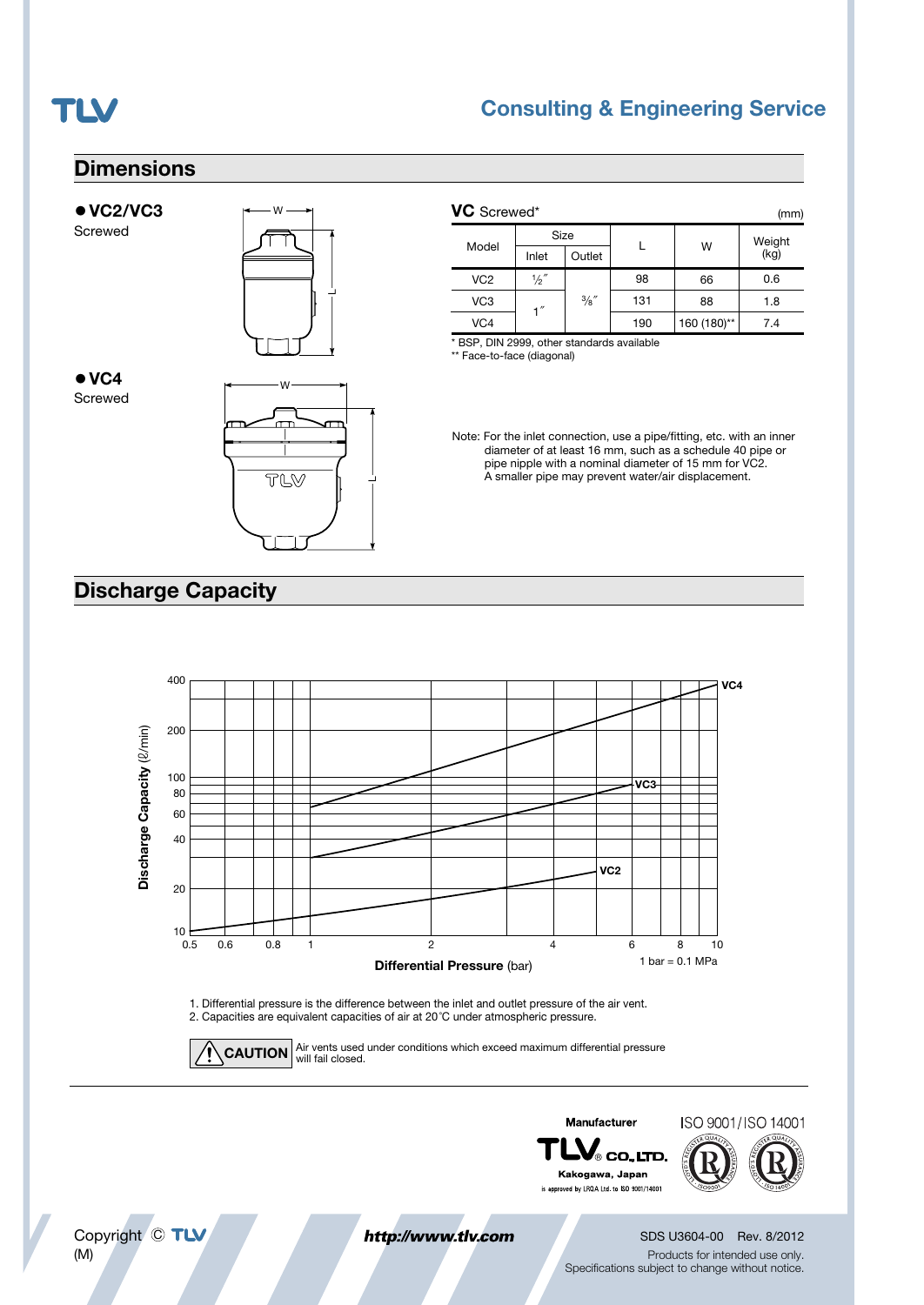Consulting & Engineering Service

## Dimensions

● **VC2/VC3**
Screwed

W
L

● **VC4**
Screwed

W
L

**VC** Screwed* (mm)

| Model | Size | | L | W | Weight (kg) |
|---|---|---|---|---|---|
| | Inlet | Outlet | | | |
| VC2 | ½″ | ⅜″ | 98 | 66 | 0.6 |
| VC3 | 1″ | ⅜″ | 131 | 88 | 1.8 |
| VC4 | 1″ | ⅜″ | 190 | 160 (180)** | 7.4 |

\* BSP, DIN 2999, other standards available
\** Face-to-face (diagonal)

Note: For the inlet connection, use a pipe/fitting, etc. with an inner diameter of at least 16 mm, such as a schedule 40 pipe or pipe nipple with a nominal diameter of 15 mm for VC2. A smaller pipe may prevent water/air displacement.

## Discharge Capacity

Discharge Capacity (ℓ/min)
400
200
100
80
60
40
20
10
VC4
VC3
VC2
0.5 0.6 0.8 1 2 4 6 8 10
Differential Pressure (bar)
1 bar = 0.1 MPa

1. Differential pressure is the difference between the inlet and outlet pressure of the air vent.
2. Capacities are equivalent capacities of air at 20°C under atmospheric pressure.

**CAUTION** Air vents used under conditions which exceed maximum differential pressure will fail closed.

Manufacturer
TLV® CO., LTD.
Kakogawa, Japan
is approved by LRQA Ltd. to ISO 9001/14001

ISO 9001/ISO 14001

Copyright © TLV
(M)

*http://www.tlv.com*

SDS U3604-00 Rev. 8/2012
Products for intended use only.
Specifications subject to change without notice.